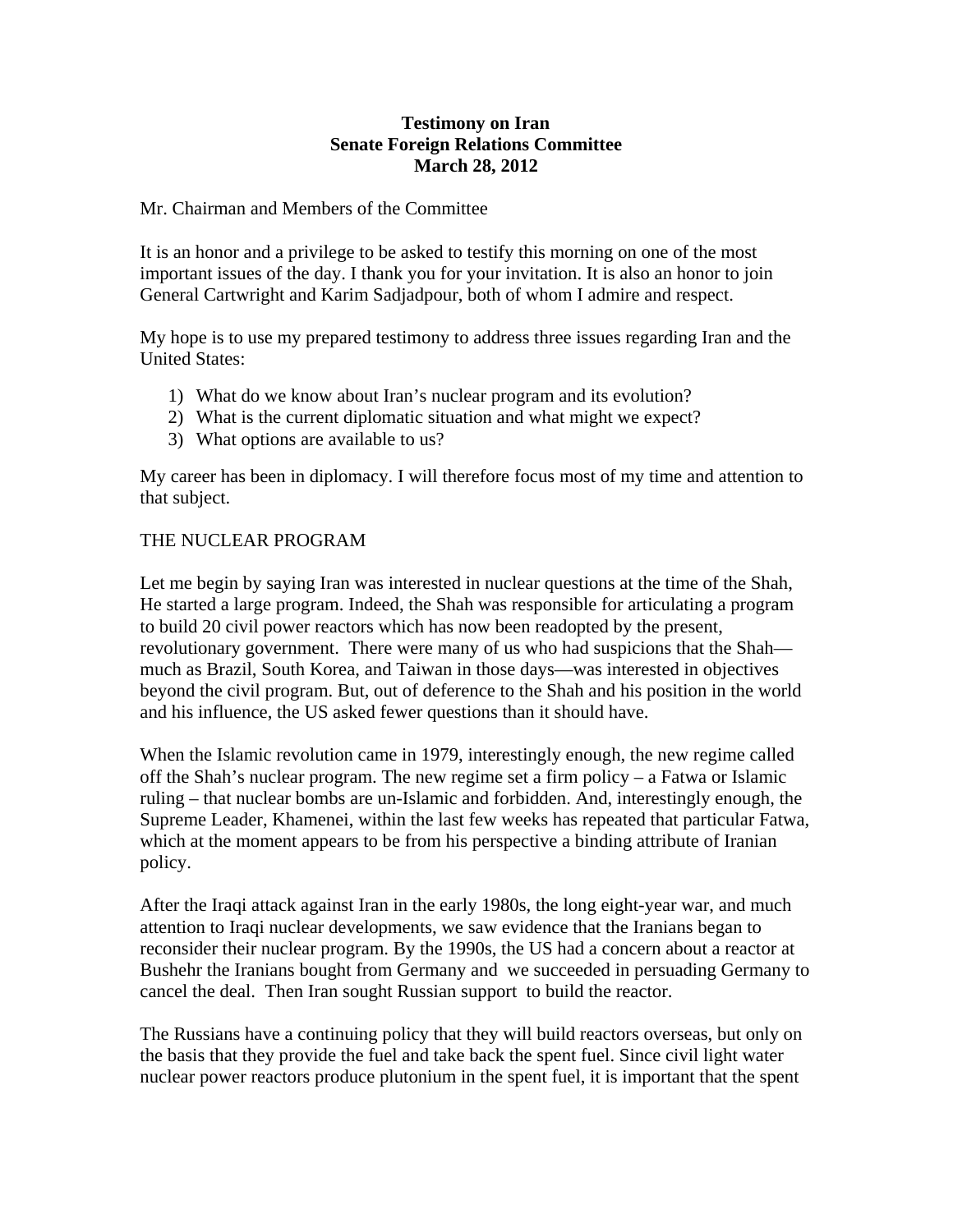**Testimony on Iran**
**Senate Foreign Relations Committee**
**March 28, 2012**

Mr. Chairman and Members of the Committee

It is an honor and a privilege to be asked to testify this morning on one of the most important issues of the day. I thank you for your invitation. It is also an honor to join General Cartwright and Karim Sadjadpour, both of whom I admire and respect.

My hope is to use my prepared testimony to address three issues regarding Iran and the United States:

1) What do we know about Iran's nuclear program and its evolution?
2) What is the current diplomatic situation and what might we expect?
3) What options are available to us?

My career has been in diplomacy. I will therefore focus most of my time and attention to that subject.

THE NUCLEAR PROGRAM

Let me begin by saying Iran was interested in nuclear questions at the time of the Shah, He started a large program. Indeed, the Shah was responsible for articulating a program to build 20 civil power reactors which has now been readopted by the present, revolutionary government. There were many of us who had suspicions that the Shah—much as Brazil, South Korea, and Taiwan in those days—was interested in objectives beyond the civil program. But, out of deference to the Shah and his position in the world and his influence, the US asked fewer questions than it should have.

When the Islamic revolution came in 1979, interestingly enough, the new regime called off the Shah's nuclear program. The new regime set a firm policy – a Fatwa or Islamic ruling – that nuclear bombs are un-Islamic and forbidden. And, interestingly enough, the Supreme Leader, Khamenei, within the last few weeks has repeated that particular Fatwa, which at the moment appears to be from his perspective a binding attribute of Iranian policy.

After the Iraqi attack against Iran in the early 1980s, the long eight-year war, and much attention to Iraqi nuclear developments, we saw evidence that the Iranians began to reconsider their nuclear program. By the 1990s, the US had a concern about a reactor at Bushehr the Iranians bought from Germany and we succeeded in persuading Germany to cancel the deal. Then Iran sought Russian support to build the reactor.

The Russians have a continuing policy that they will build reactors overseas, but only on the basis that they provide the fuel and take back the spent fuel. Since civil light water nuclear power reactors produce plutonium in the spent fuel, it is important that the spent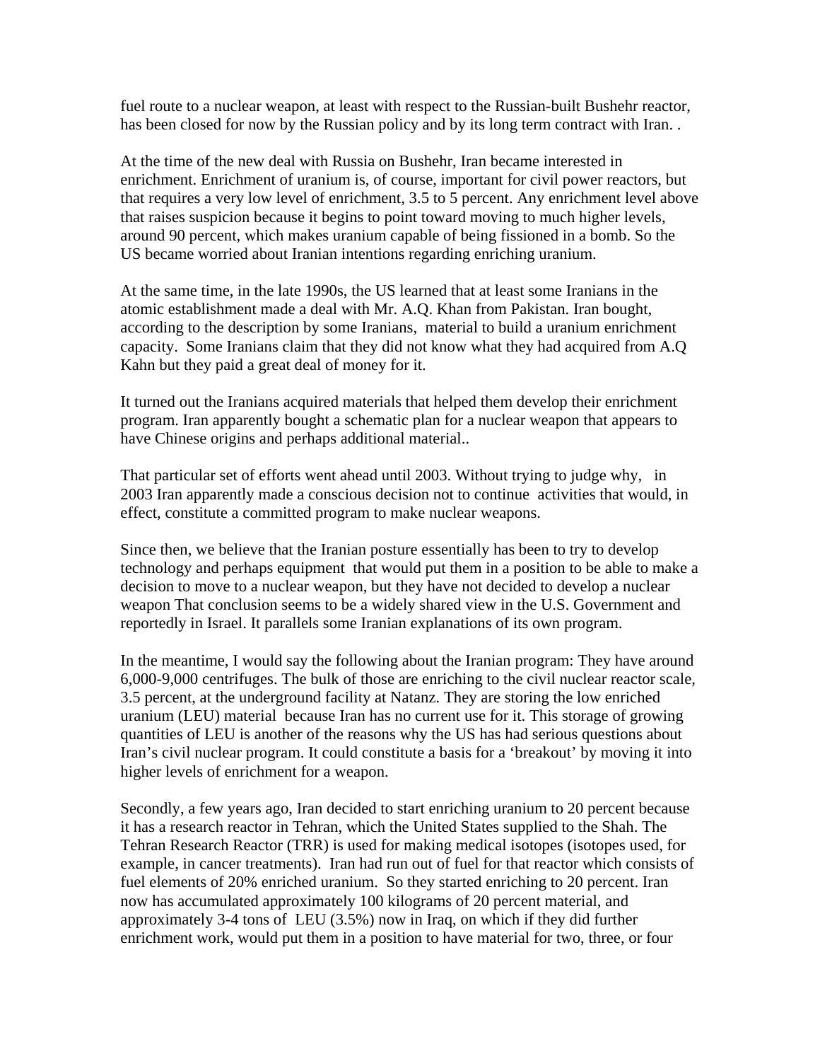fuel route to a nuclear weapon, at least with respect to the Russian-built Bushehr reactor, has been closed for now by the Russian policy and by its long term contract with Iran. .

At the time of the new deal with Russia on Bushehr, Iran became interested in enrichment. Enrichment of uranium is, of course, important for civil power reactors, but that requires a very low level of enrichment, 3.5 to 5 percent. Any enrichment level above that raises suspicion because it begins to point toward moving to much higher levels, around 90 percent, which makes uranium capable of being fissioned in a bomb. So the US became worried about Iranian intentions regarding enriching uranium.

At the same time, in the late 1990s, the US learned that at least some Iranians in the atomic establishment made a deal with Mr. A.Q. Khan from Pakistan. Iran bought, according to the description by some Iranians, material to build a uranium enrichment capacity. Some Iranians claim that they did not know what they had acquired from A.Q Kahn but they paid a great deal of money for it.

It turned out the Iranians acquired materials that helped them develop their enrichment program. Iran apparently bought a schematic plan for a nuclear weapon that appears to have Chinese origins and perhaps additional material..

That particular set of efforts went ahead until 2003. Without trying to judge why, in 2003 Iran apparently made a conscious decision not to continue activities that would, in effect, constitute a committed program to make nuclear weapons.

Since then, we believe that the Iranian posture essentially has been to try to develop technology and perhaps equipment that would put them in a position to be able to make a decision to move to a nuclear weapon, but they have not decided to develop a nuclear weapon That conclusion seems to be a widely shared view in the U.S. Government and reportedly in Israel. It parallels some Iranian explanations of its own program.

In the meantime, I would say the following about the Iranian program: They have around 6,000-9,000 centrifuges. The bulk of those are enriching to the civil nuclear reactor scale, 3.5 percent, at the underground facility at Natanz. They are storing the low enriched uranium (LEU) material because Iran has no current use for it. This storage of growing quantities of LEU is another of the reasons why the US has had serious questions about Iran's civil nuclear program. It could constitute a basis for a 'breakout' by moving it into higher levels of enrichment for a weapon.

Secondly, a few years ago, Iran decided to start enriching uranium to 20 percent because it has a research reactor in Tehran, which the United States supplied to the Shah. The Tehran Research Reactor (TRR) is used for making medical isotopes (isotopes used, for example, in cancer treatments). Iran had run out of fuel for that reactor which consists of fuel elements of 20% enriched uranium. So they started enriching to 20 percent. Iran now has accumulated approximately 100 kilograms of 20 percent material, and approximately 3-4 tons of LEU (3.5%) now in Iraq, on which if they did further enrichment work, would put them in a position to have material for two, three, or four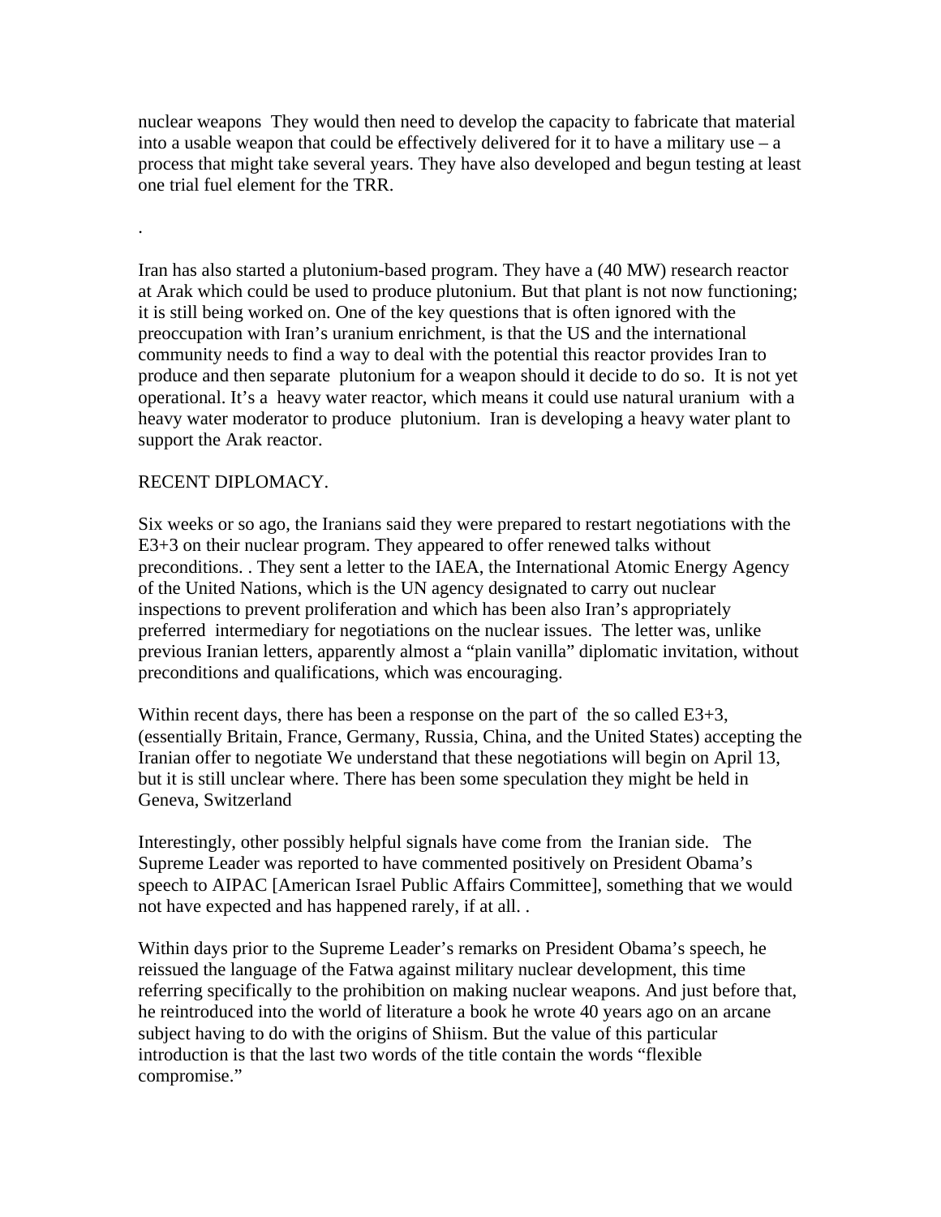nuclear weapons They would then need to develop the capacity to fabricate that material into a usable weapon that could be effectively delivered for it to have a military use – a process that might take several years. They have also developed and begun testing at least one trial fuel element for the TRR.

.

Iran has also started a plutonium-based program. They have a (40 MW) research reactor at Arak which could be used to produce plutonium. But that plant is not now functioning; it is still being worked on. One of the key questions that is often ignored with the preoccupation with Iran's uranium enrichment, is that the US and the international community needs to find a way to deal with the potential this reactor provides Iran to produce and then separate plutonium for a weapon should it decide to do so. It is not yet operational. It's a heavy water reactor, which means it could use natural uranium with a heavy water moderator to produce plutonium. Iran is developing a heavy water plant to support the Arak reactor.

RECENT DIPLOMACY.

Six weeks or so ago, the Iranians said they were prepared to restart negotiations with the E3+3 on their nuclear program. They appeared to offer renewed talks without preconditions. . They sent a letter to the IAEA, the International Atomic Energy Agency of the United Nations, which is the UN agency designated to carry out nuclear inspections to prevent proliferation and which has been also Iran's appropriately preferred intermediary for negotiations on the nuclear issues. The letter was, unlike previous Iranian letters, apparently almost a "plain vanilla" diplomatic invitation, without preconditions and qualifications, which was encouraging.

Within recent days, there has been a response on the part of the so called E3+3, (essentially Britain, France, Germany, Russia, China, and the United States) accepting the Iranian offer to negotiate We understand that these negotiations will begin on April 13, but it is still unclear where. There has been some speculation they might be held in Geneva, Switzerland

Interestingly, other possibly helpful signals have come from the Iranian side. The Supreme Leader was reported to have commented positively on President Obama's speech to AIPAC [American Israel Public Affairs Committee], something that we would not have expected and has happened rarely, if at all. .

Within days prior to the Supreme Leader's remarks on President Obama's speech, he reissued the language of the Fatwa against military nuclear development, this time referring specifically to the prohibition on making nuclear weapons. And just before that, he reintroduced into the world of literature a book he wrote 40 years ago on an arcane subject having to do with the origins of Shiism. But the value of this particular introduction is that the last two words of the title contain the words "flexible compromise."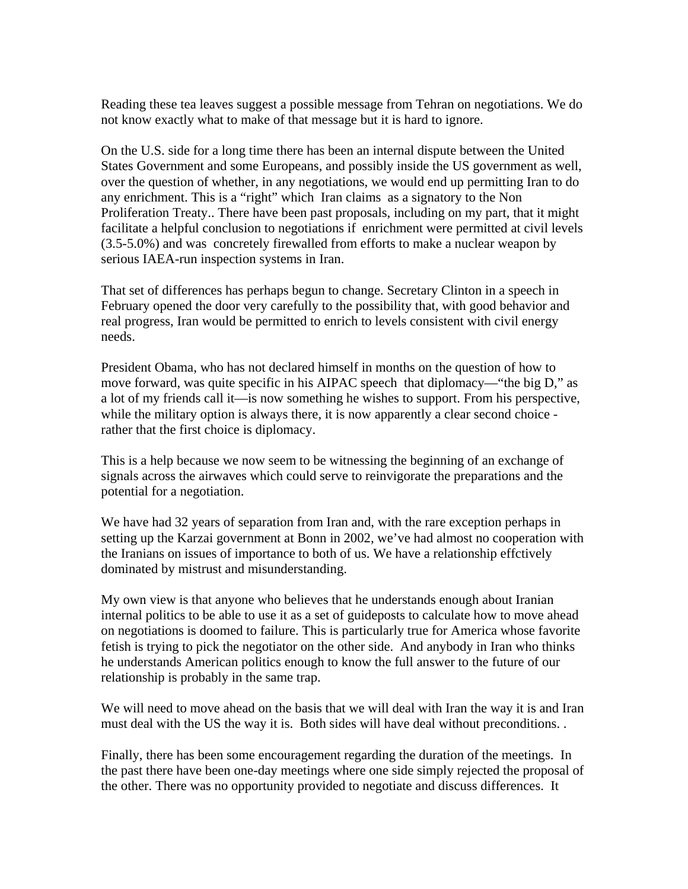Reading these tea leaves suggest a possible message from Tehran on negotiations. We do not know exactly what to make of that message but it is hard to ignore.

On the U.S. side for a long time there has been an internal dispute between the United States Government and some Europeans, and possibly inside the US government as well, over the question of whether, in any negotiations, we would end up permitting Iran to do any enrichment. This is a "right" which Iran claims as a signatory to the Non Proliferation Treaty.. There have been past proposals, including on my part, that it might facilitate a helpful conclusion to negotiations if enrichment were permitted at civil levels (3.5-5.0%) and was concretely firewalled from efforts to make a nuclear weapon by serious IAEA-run inspection systems in Iran.

That set of differences has perhaps begun to change. Secretary Clinton in a speech in February opened the door very carefully to the possibility that, with good behavior and real progress, Iran would be permitted to enrich to levels consistent with civil energy needs.

President Obama, who has not declared himself in months on the question of how to move forward, was quite specific in his AIPAC speech that diplomacy—"the big D," as a lot of my friends call it—is now something he wishes to support. From his perspective, while the military option is always there, it is now apparently a clear second choice - rather that the first choice is diplomacy.

This is a help because we now seem to be witnessing the beginning of an exchange of signals across the airwaves which could serve to reinvigorate the preparations and the potential for a negotiation.

We have had 32 years of separation from Iran and, with the rare exception perhaps in setting up the Karzai government at Bonn in 2002, we've had almost no cooperation with the Iranians on issues of importance to both of us. We have a relationship effctively dominated by mistrust and misunderstanding.

My own view is that anyone who believes that he understands enough about Iranian internal politics to be able to use it as a set of guideposts to calculate how to move ahead on negotiations is doomed to failure. This is particularly true for America whose favorite fetish is trying to pick the negotiator on the other side. And anybody in Iran who thinks he understands American politics enough to know the full answer to the future of our relationship is probably in the same trap.

We will need to move ahead on the basis that we will deal with Iran the way it is and Iran must deal with the US the way it is. Both sides will have deal without preconditions. .

Finally, there has been some encouragement regarding the duration of the meetings. In the past there have been one-day meetings where one side simply rejected the proposal of the other. There was no opportunity provided to negotiate and discuss differences. It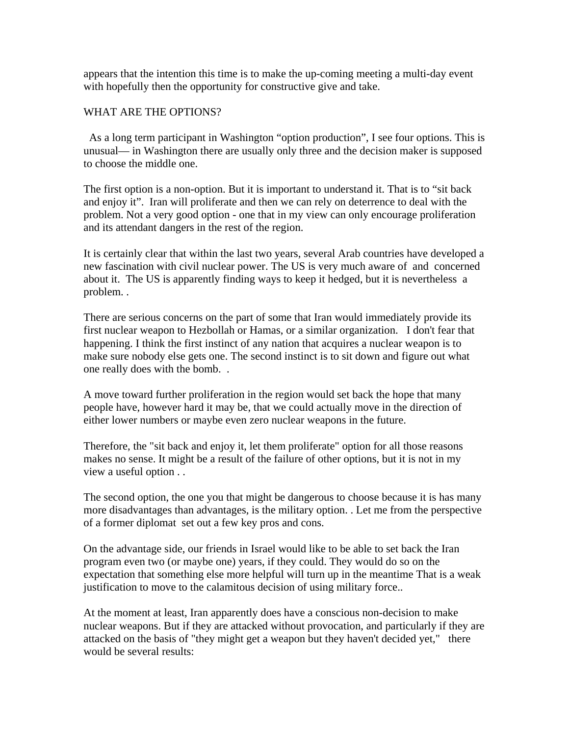appears that the intention this time is to make the up-coming meeting a multi-day event with hopefully then the opportunity for constructive give and take.

WHAT ARE THE OPTIONS?

As a long term participant in Washington "option production", I see four options. This is unusual— in Washington there are usually only three and the decision maker is supposed to choose the middle one.

The first option is a non-option. But it is important to understand it. That is to "sit back and enjoy it". Iran will proliferate and then we can rely on deterrence to deal with the problem. Not a very good option - one that in my view can only encourage proliferation and its attendant dangers in the rest of the region.

It is certainly clear that within the last two years, several Arab countries have developed a new fascination with civil nuclear power. The US is very much aware of and concerned about it. The US is apparently finding ways to keep it hedged, but it is nevertheless a problem. .

There are serious concerns on the part of some that Iran would immediately provide its first nuclear weapon to Hezbollah or Hamas, or a similar organization. I don't fear that happening. I think the first instinct of any nation that acquires a nuclear weapon is to make sure nobody else gets one. The second instinct is to sit down and figure out what one really does with the bomb. .

A move toward further proliferation in the region would set back the hope that many people have, however hard it may be, that we could actually move in the direction of either lower numbers or maybe even zero nuclear weapons in the future.

Therefore, the "sit back and enjoy it, let them proliferate" option for all those reasons makes no sense. It might be a result of the failure of other options, but it is not in my view a useful option . .

The second option, the one you that might be dangerous to choose because it is has many more disadvantages than advantages, is the military option. . Let me from the perspective of a former diplomat set out a few key pros and cons.

On the advantage side, our friends in Israel would like to be able to set back the Iran program even two (or maybe one) years, if they could. They would do so on the expectation that something else more helpful will turn up in the meantime That is a weak justification to move to the calamitous decision of using military force..

At the moment at least, Iran apparently does have a conscious non-decision to make nuclear weapons. But if they are attacked without provocation, and particularly if they are attacked on the basis of "they might get a weapon but they haven't decided yet," there would be several results: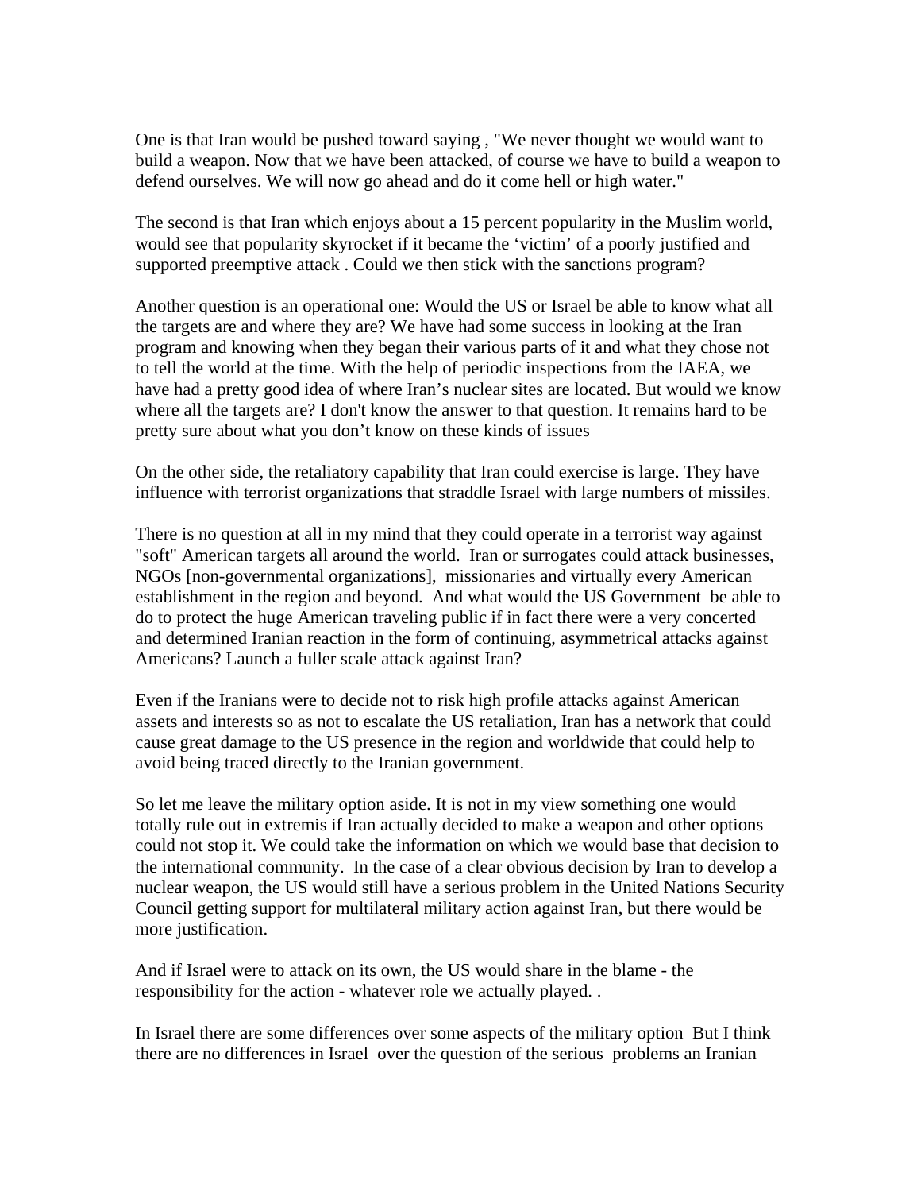One is that Iran would be pushed toward saying , "We never thought we would want to build a weapon. Now that we have been attacked, of course we have to build a weapon to defend ourselves. We will now go ahead and do it come hell or high water."

The second is that Iran which enjoys about a 15 percent popularity in the Muslim world, would see that popularity skyrocket if it became the 'victim' of a poorly justified and supported preemptive attack . Could we then stick with the sanctions program?

Another question is an operational one: Would the US or Israel be able to know what all the targets are and where they are? We have had some success in looking at the Iran program and knowing when they began their various parts of it and what they chose not to tell the world at the time. With the help of periodic inspections from the IAEA, we have had a pretty good idea of where Iran's nuclear sites are located. But would we know where all the targets are? I don't know the answer to that question. It remains hard to be pretty sure about what you don't know on these kinds of issues

On the other side, the retaliatory capability that Iran could exercise is large. They have influence with terrorist organizations that straddle Israel with large numbers of missiles.

There is no question at all in my mind that they could operate in a terrorist way against "soft" American targets all around the world. Iran or surrogates could attack businesses, NGOs [non-governmental organizations], missionaries and virtually every American establishment in the region and beyond. And what would the US Government be able to do to protect the huge American traveling public if in fact there were a very concerted and determined Iranian reaction in the form of continuing, asymmetrical attacks against Americans? Launch a fuller scale attack against Iran?

Even if the Iranians were to decide not to risk high profile attacks against American assets and interests so as not to escalate the US retaliation, Iran has a network that could cause great damage to the US presence in the region and worldwide that could help to avoid being traced directly to the Iranian government.

So let me leave the military option aside. It is not in my view something one would totally rule out in extremis if Iran actually decided to make a weapon and other options could not stop it. We could take the information on which we would base that decision to the international community. In the case of a clear obvious decision by Iran to develop a nuclear weapon, the US would still have a serious problem in the United Nations Security Council getting support for multilateral military action against Iran, but there would be more justification.

And if Israel were to attack on its own, the US would share in the blame - the responsibility for the action - whatever role we actually played. .

In Israel there are some differences over some aspects of the military option But I think there are no differences in Israel over the question of the serious problems an Iranian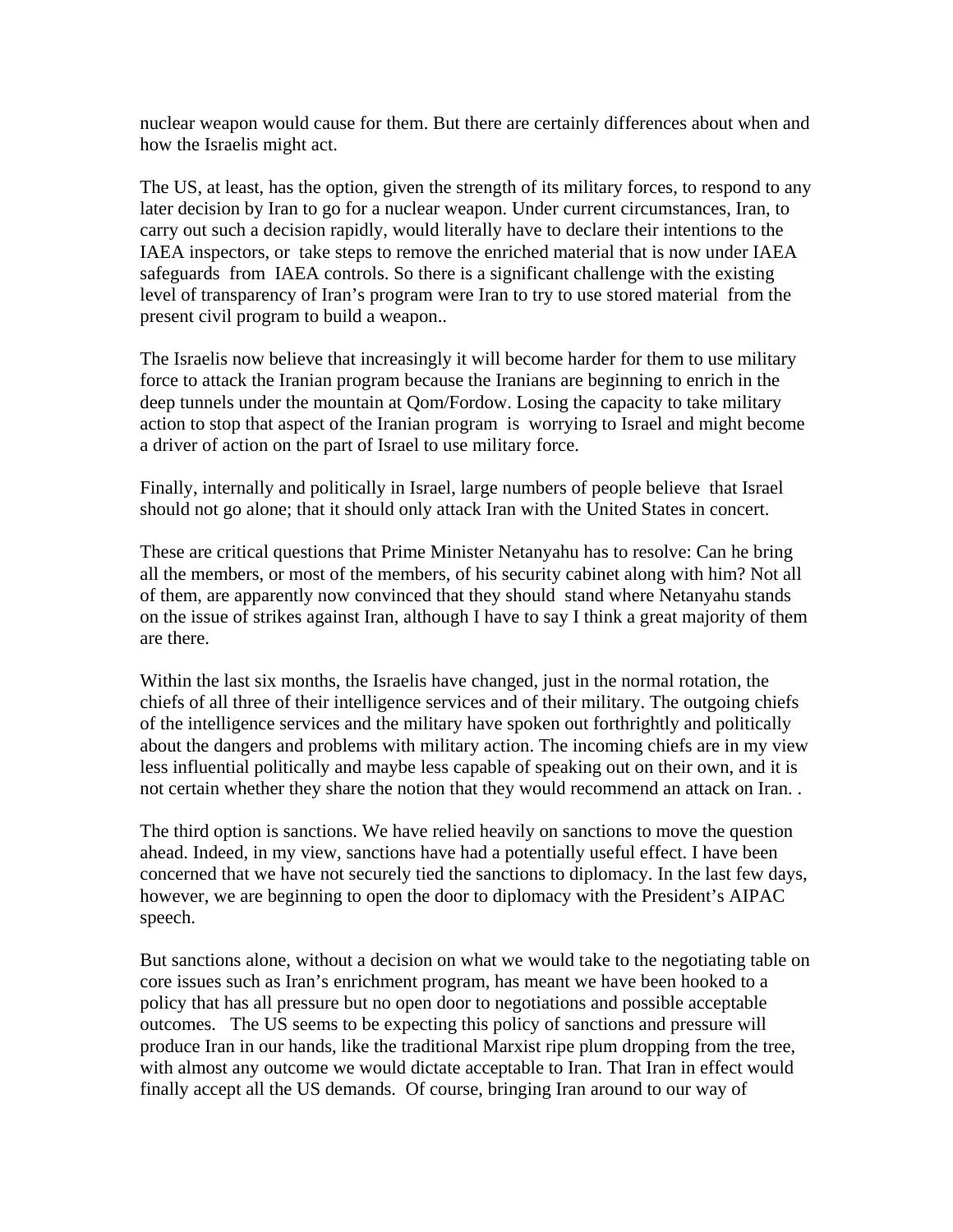nuclear weapon would cause for them. But there are certainly differences about when and how the Israelis might act.

The US, at least, has the option, given the strength of its military forces, to respond to any later decision by Iran to go for a nuclear weapon. Under current circumstances, Iran, to carry out such a decision rapidly, would literally have to declare their intentions to the IAEA inspectors, or take steps to remove the enriched material that is now under IAEA safeguards from IAEA controls. So there is a significant challenge with the existing level of transparency of Iran's program were Iran to try to use stored material from the present civil program to build a weapon..

The Israelis now believe that increasingly it will become harder for them to use military force to attack the Iranian program because the Iranians are beginning to enrich in the deep tunnels under the mountain at Qom/Fordow. Losing the capacity to take military action to stop that aspect of the Iranian program is worrying to Israel and might become a driver of action on the part of Israel to use military force.

Finally, internally and politically in Israel, large numbers of people believe that Israel should not go alone; that it should only attack Iran with the United States in concert.

These are critical questions that Prime Minister Netanyahu has to resolve: Can he bring all the members, or most of the members, of his security cabinet along with him? Not all of them, are apparently now convinced that they should stand where Netanyahu stands on the issue of strikes against Iran, although I have to say I think a great majority of them are there.

Within the last six months, the Israelis have changed, just in the normal rotation, the chiefs of all three of their intelligence services and of their military. The outgoing chiefs of the intelligence services and the military have spoken out forthrightly and politically about the dangers and problems with military action. The incoming chiefs are in my view less influential politically and maybe less capable of speaking out on their own, and it is not certain whether they share the notion that they would recommend an attack on Iran. .

The third option is sanctions. We have relied heavily on sanctions to move the question ahead. Indeed, in my view, sanctions have had a potentially useful effect. I have been concerned that we have not securely tied the sanctions to diplomacy. In the last few days, however, we are beginning to open the door to diplomacy with the President's AIPAC speech.

But sanctions alone, without a decision on what we would take to the negotiating table on core issues such as Iran's enrichment program, has meant we have been hooked to a policy that has all pressure but no open door to negotiations and possible acceptable outcomes. The US seems to be expecting this policy of sanctions and pressure will produce Iran in our hands, like the traditional Marxist ripe plum dropping from the tree, with almost any outcome we would dictate acceptable to Iran. That Iran in effect would finally accept all the US demands. Of course, bringing Iran around to our way of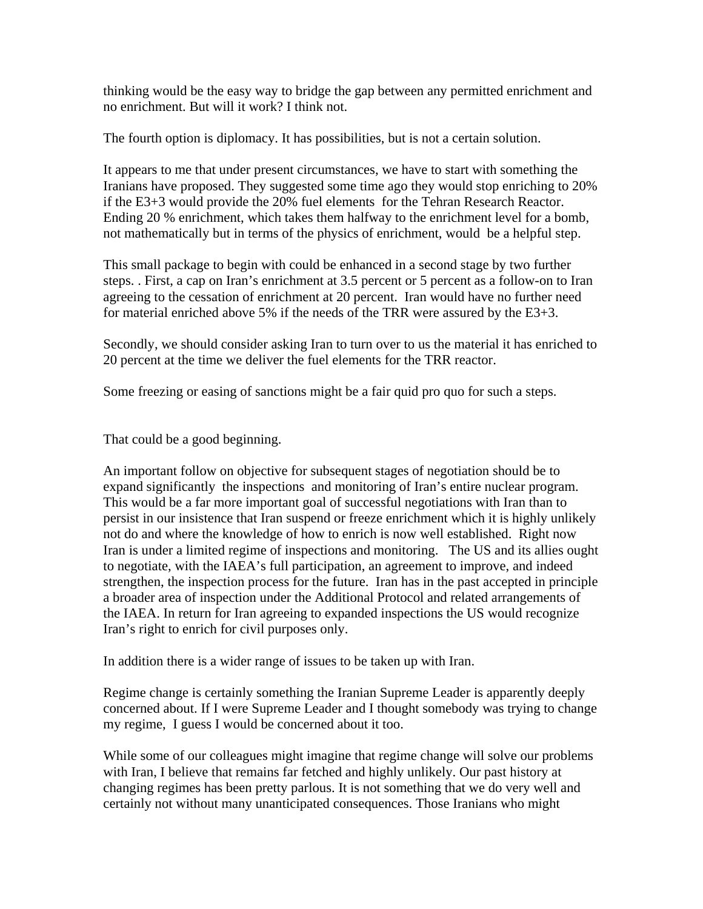thinking would be the easy way to bridge the gap between any permitted enrichment and no enrichment. But will it work? I think not.

The fourth option is diplomacy. It has possibilities, but is not a certain solution.

It appears to me that under present circumstances, we have to start with something the Iranians have proposed. They suggested some time ago they would stop enriching to 20% if the E3+3 would provide the 20% fuel elements for the Tehran Research Reactor. Ending 20 % enrichment, which takes them halfway to the enrichment level for a bomb, not mathematically but in terms of the physics of enrichment, would be a helpful step.

This small package to begin with could be enhanced in a second stage by two further steps. . First, a cap on Iran's enrichment at 3.5 percent or 5 percent as a follow-on to Iran agreeing to the cessation of enrichment at 20 percent. Iran would have no further need for material enriched above 5% if the needs of the TRR were assured by the E3+3.

Secondly, we should consider asking Iran to turn over to us the material it has enriched to 20 percent at the time we deliver the fuel elements for the TRR reactor.

Some freezing or easing of sanctions might be a fair quid pro quo for such a steps.

That could be a good beginning.

An important follow on objective for subsequent stages of negotiation should be to expand significantly the inspections and monitoring of Iran's entire nuclear program. This would be a far more important goal of successful negotiations with Iran than to persist in our insistence that Iran suspend or freeze enrichment which it is highly unlikely not do and where the knowledge of how to enrich is now well established. Right now Iran is under a limited regime of inspections and monitoring. The US and its allies ought to negotiate, with the IAEA's full participation, an agreement to improve, and indeed strengthen, the inspection process for the future. Iran has in the past accepted in principle a broader area of inspection under the Additional Protocol and related arrangements of the IAEA. In return for Iran agreeing to expanded inspections the US would recognize Iran's right to enrich for civil purposes only.

In addition there is a wider range of issues to be taken up with Iran.

Regime change is certainly something the Iranian Supreme Leader is apparently deeply concerned about. If I were Supreme Leader and I thought somebody was trying to change my regime, I guess I would be concerned about it too.

While some of our colleagues might imagine that regime change will solve our problems with Iran, I believe that remains far fetched and highly unlikely. Our past history at changing regimes has been pretty parlous. It is not something that we do very well and certainly not without many unanticipated consequences. Those Iranians who might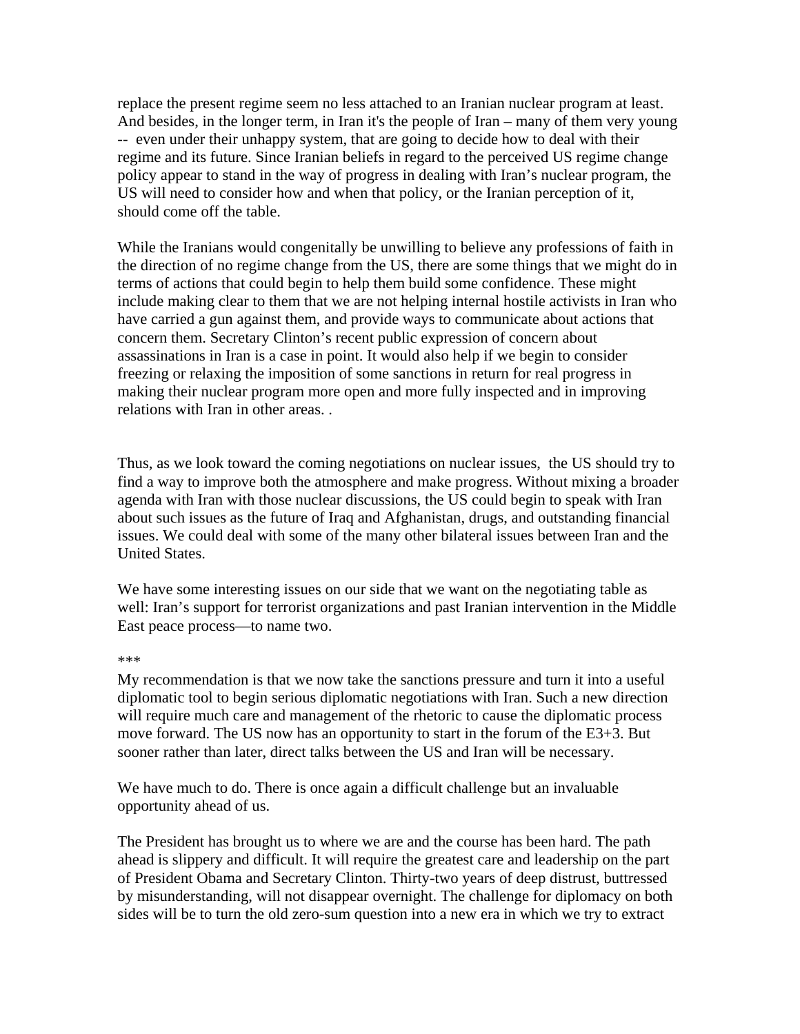replace the present regime seem no less attached to an Iranian nuclear program at least. And besides, in the longer term, in Iran it's the people of Iran – many of them very young -- even under their unhappy system, that are going to decide how to deal with their regime and its future. Since Iranian beliefs in regard to the perceived US regime change policy appear to stand in the way of progress in dealing with Iran's nuclear program, the US will need to consider how and when that policy, or the Iranian perception of it, should come off the table.

While the Iranians would congenitally be unwilling to believe any professions of faith in the direction of no regime change from the US, there are some things that we might do in terms of actions that could begin to help them build some confidence. These might include making clear to them that we are not helping internal hostile activists in Iran who have carried a gun against them, and provide ways to communicate about actions that concern them. Secretary Clinton's recent public expression of concern about assassinations in Iran is a case in point. It would also help if we begin to consider freezing or relaxing the imposition of some sanctions in return for real progress in making their nuclear program more open and more fully inspected and in improving relations with Iran in other areas. .

Thus, as we look toward the coming negotiations on nuclear issues, the US should try to find a way to improve both the atmosphere and make progress. Without mixing a broader agenda with Iran with those nuclear discussions, the US could begin to speak with Iran about such issues as the future of Iraq and Afghanistan, drugs, and outstanding financial issues. We could deal with some of the many other bilateral issues between Iran and the United States.

We have some interesting issues on our side that we want on the negotiating table as well: Iran's support for terrorist organizations and past Iranian intervention in the Middle East peace process—to name two.

***

My recommendation is that we now take the sanctions pressure and turn it into a useful diplomatic tool to begin serious diplomatic negotiations with Iran. Such a new direction will require much care and management of the rhetoric to cause the diplomatic process move forward. The US now has an opportunity to start in the forum of the E3+3. But sooner rather than later, direct talks between the US and Iran will be necessary.

We have much to do. There is once again a difficult challenge but an invaluable opportunity ahead of us.

The President has brought us to where we are and the course has been hard. The path ahead is slippery and difficult. It will require the greatest care and leadership on the part of President Obama and Secretary Clinton. Thirty-two years of deep distrust, buttressed by misunderstanding, will not disappear overnight. The challenge for diplomacy on both sides will be to turn the old zero-sum question into a new era in which we try to extract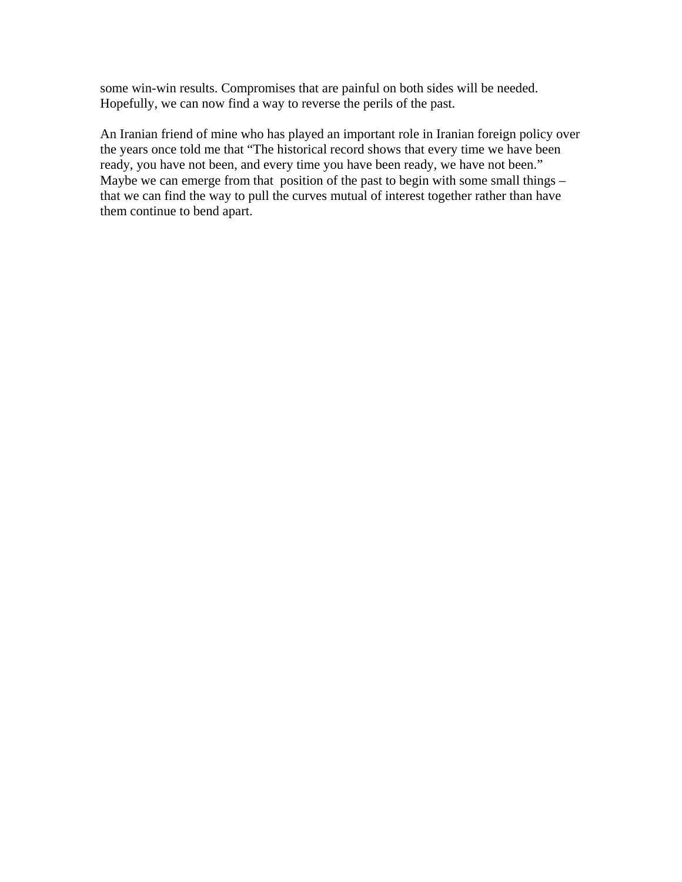some win-win results. Compromises that are painful on both sides will be needed. Hopefully, we can now find a way to reverse the perils of the past.

An Iranian friend of mine who has played an important role in Iranian foreign policy over the years once told me that "The historical record shows that every time we have been ready, you have not been, and every time you have been ready, we have not been." Maybe we can emerge from that position of the past to begin with some small things – that we can find the way to pull the curves mutual of interest together rather than have them continue to bend apart.